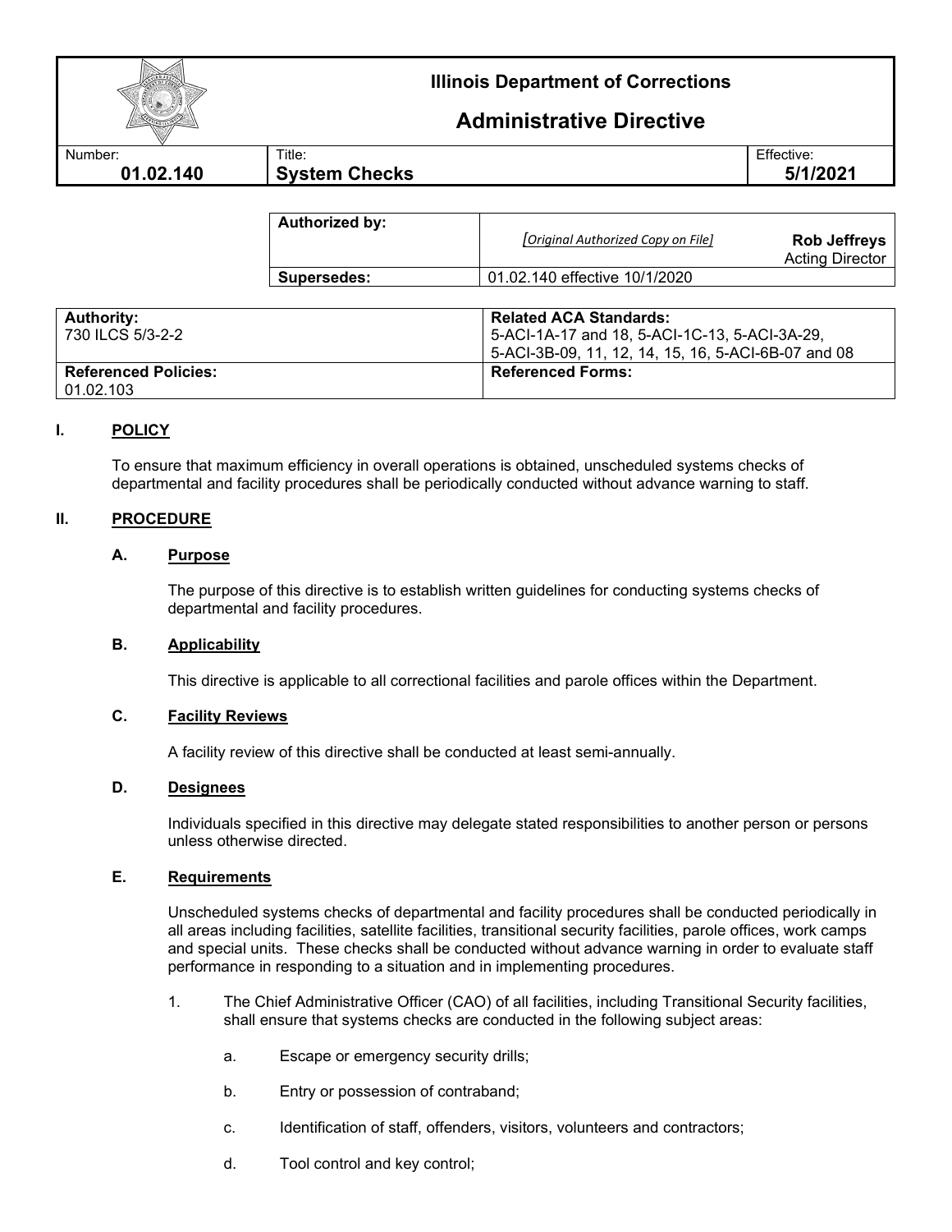# Illinois Department of Corrections

## Administrative Directive

| Number: | Title: | Effective: |
|---|---|---|
| **01.02.140** | **System Checks** | **5/1/2021** |

| | |
|---|---|
| **Authorized by:** | *[Original Authorized Copy on File]* **Rob Jeffreys** Acting Director |
| **Supersedes:** | 01.02.140 effective 10/1/2020 |

| **Authority:** 730 ILCS 5/3-2-2 | **Related ACA Standards:** 5-ACI-1A-17 and 18, 5-ACI-1C-13, 5-ACI-3A-29, 5-ACI-3B-09, 11, 12, 14, 15, 16, 5-ACI-6B-07 and 08 |
|---|---|
| **Referenced Policies:** 01.02.103 | **Referenced Forms:** |

## I. POLICY

To ensure that maximum efficiency in overall operations is obtained, unscheduled systems checks of departmental and facility procedures shall be periodically conducted without advance warning to staff.

## II. PROCEDURE

### A. Purpose

The purpose of this directive is to establish written guidelines for conducting systems checks of departmental and facility procedures.

### B. Applicability

This directive is applicable to all correctional facilities and parole offices within the Department.

### C. Facility Reviews

A facility review of this directive shall be conducted at least semi-annually.

### D. Designees

Individuals specified in this directive may delegate stated responsibilities to another person or persons unless otherwise directed.

### E. Requirements

Unscheduled systems checks of departmental and facility procedures shall be conducted periodically in all areas including facilities, satellite facilities, transitional security facilities, parole offices, work camps and special units. These checks shall be conducted without advance warning in order to evaluate staff performance in responding to a situation and in implementing procedures.

1. The Chief Administrative Officer (CAO) of all facilities, including Transitional Security facilities, shall ensure that systems checks are conducted in the following subject areas:

   a. Escape or emergency security drills;

   b. Entry or possession of contraband;

   c. Identification of staff, offenders, visitors, volunteers and contractors;

   d. Tool control and key control;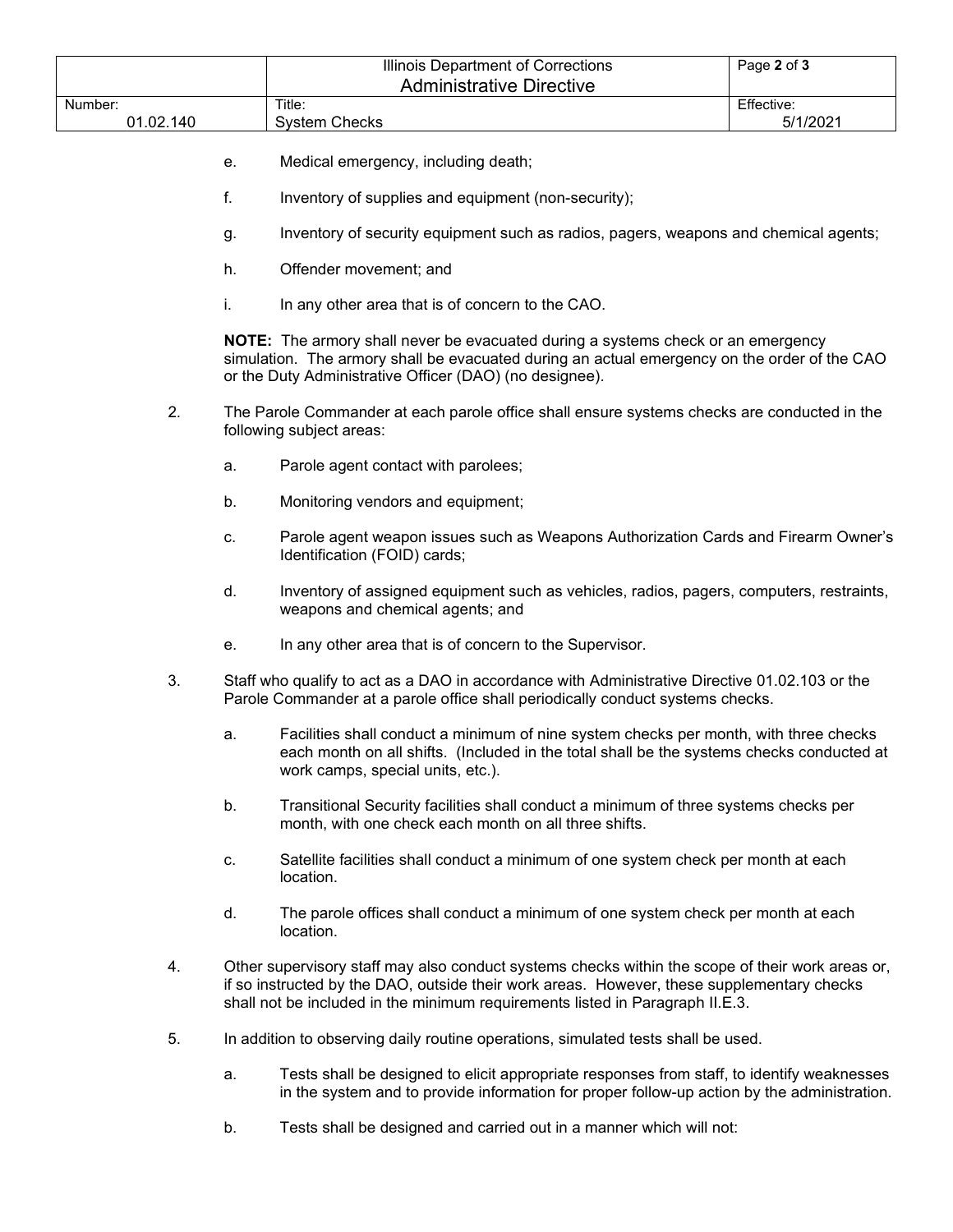e. Medical emergency, including death;

f. Inventory of supplies and equipment (non-security);

g. Inventory of security equipment such as radios, pagers, weapons and chemical agents;

h. Offender movement; and

i. In any other area that is of concern to the CAO.

**NOTE:** The armory shall never be evacuated during a systems check or an emergency simulation. The armory shall be evacuated during an actual emergency on the order of the CAO or the Duty Administrative Officer (DAO) (no designee).

2. The Parole Commander at each parole office shall ensure systems checks are conducted in the following subject areas:

   a. Parole agent contact with parolees;

   b. Monitoring vendors and equipment;

   c. Parole agent weapon issues such as Weapons Authorization Cards and Firearm Owner's Identification (FOID) cards;

   d. Inventory of assigned equipment such as vehicles, radios, pagers, computers, restraints, weapons and chemical agents; and

   e. In any other area that is of concern to the Supervisor.

3. Staff who qualify to act as a DAO in accordance with Administrative Directive 01.02.103 or the Parole Commander at a parole office shall periodically conduct systems checks.

   a. Facilities shall conduct a minimum of nine system checks per month, with three checks each month on all shifts. (Included in the total shall be the systems checks conducted at work camps, special units, etc.).

   b. Transitional Security facilities shall conduct a minimum of three systems checks per month, with one check each month on all three shifts.

   c. Satellite facilities shall conduct a minimum of one system check per month at each location.

   d. The parole offices shall conduct a minimum of one system check per month at each location.

4. Other supervisory staff may also conduct systems checks within the scope of their work areas or, if so instructed by the DAO, outside their work areas. However, these supplementary checks shall not be included in the minimum requirements listed in Paragraph II.E.3.

5. In addition to observing daily routine operations, simulated tests shall be used.

   a. Tests shall be designed to elicit appropriate responses from staff, to identify weaknesses in the system and to provide information for proper follow-up action by the administration.

   b. Tests shall be designed and carried out in a manner which will not: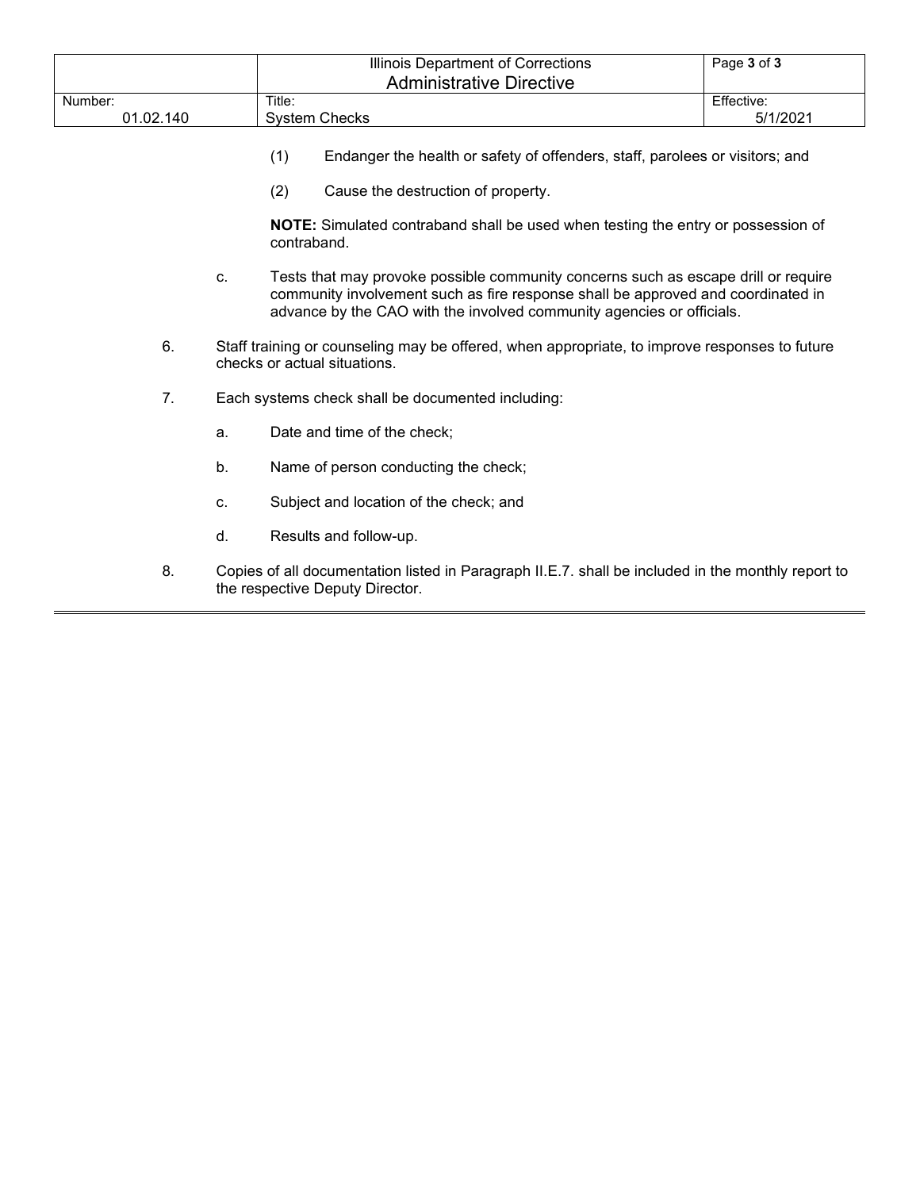(1) Endanger the health or safety of offenders, staff, parolees or visitors; and

(2) Cause the destruction of property.

**NOTE:** Simulated contraband shall be used when testing the entry or possession of contraband.

c. Tests that may provoke possible community concerns such as escape drill or require community involvement such as fire response shall be approved and coordinated in advance by the CAO with the involved community agencies or officials.

6. Staff training or counseling may be offered, when appropriate, to improve responses to future checks or actual situations.

7. Each systems check shall be documented including:

   a. Date and time of the check;

   b. Name of person conducting the check;

   c. Subject and location of the check; and

   d. Results and follow-up.

8. Copies of all documentation listed in Paragraph II.E.7. shall be included in the monthly report to the respective Deputy Director.